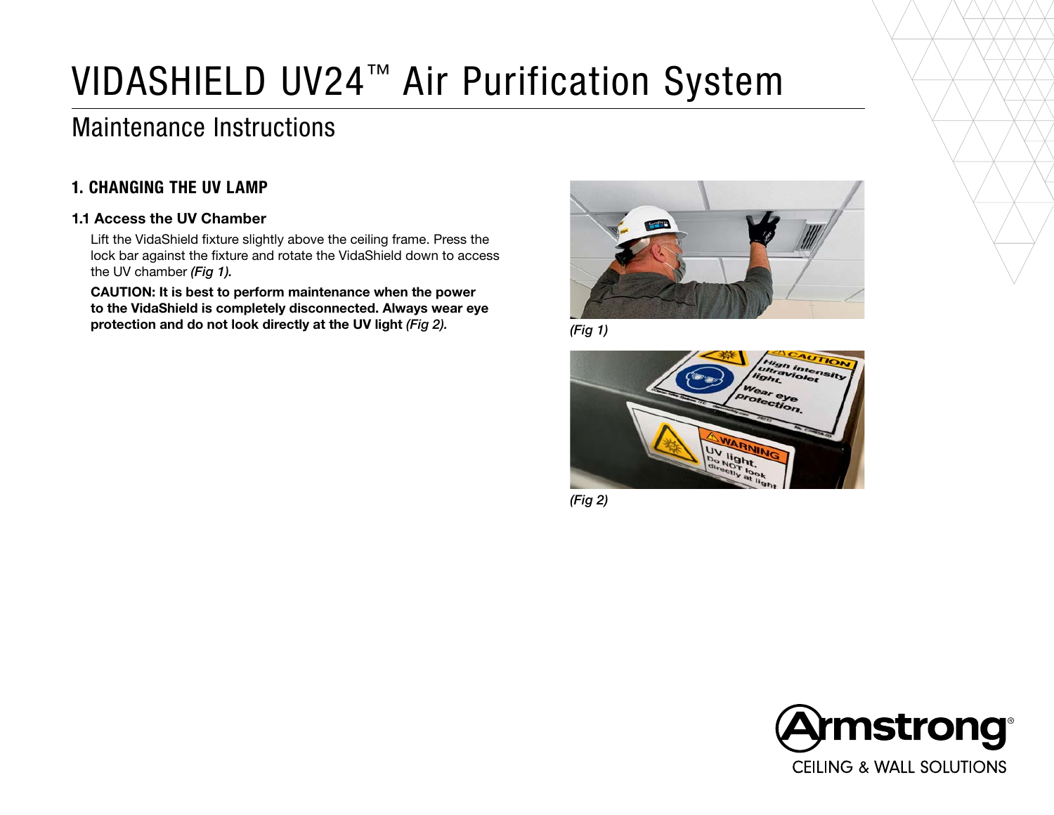# VIDASHIELD UV24™ Air Purification System

## Maintenance Instructions

### 1. CHANGING THE UV LAMP

#### 1.1 Access the UV Chamber

Lift the VidaShield fixture slightly above the ceiling frame. Press the lock bar against the fixture and rotate the VidaShield down to access the UV chamber *(Fig 1).*

**CAUTION: It is best to perform maintenance when the power to the VidaShield is completely disconnected. Always wear eye protection and do not look directly at the UV light *(Fig 2).***

*(Fig 1)*

*(Fig 2)*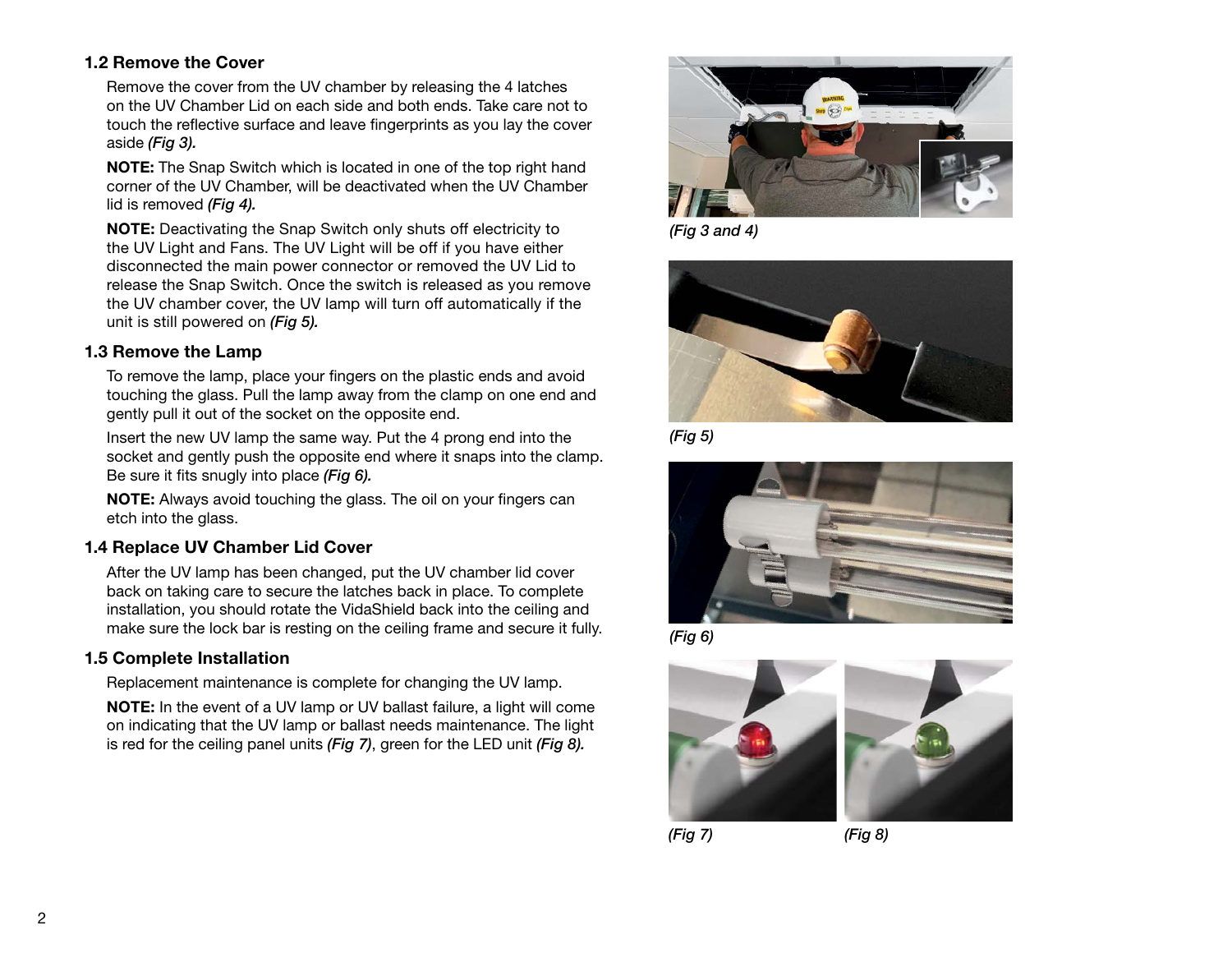### 1.2 Remove the Cover

Remove the cover from the UV chamber by releasing the 4 latches on the UV Chamber Lid on each side and both ends. Take care not to touch the reflective surface and leave fingerprints as you lay the cover aside *(Fig 3).*

**NOTE:** The Snap Switch which is located in one of the top right hand corner of the UV Chamber, will be deactivated when the UV Chamber lid is removed *(Fig 4).*

**NOTE:** Deactivating the Snap Switch only shuts off electricity to the UV Light and Fans. The UV Light will be off if you have either disconnected the main power connector or removed the UV Lid to release the Snap Switch. Once the switch is released as you remove the UV chamber cover, the UV lamp will turn off automatically if the unit is still powered on *(Fig 5).*

### 1.3 Remove the Lamp

To remove the lamp, place your fingers on the plastic ends and avoid touching the glass. Pull the lamp away from the clamp on one end and gently pull it out of the socket on the opposite end.

Insert the new UV lamp the same way. Put the 4 prong end into the socket and gently push the opposite end where it snaps into the clamp. Be sure it fits snugly into place *(Fig 6).*

**NOTE:** Always avoid touching the glass. The oil on your fingers can etch into the glass.

### 1.4 Replace UV Chamber Lid Cover

After the UV lamp has been changed, put the UV chamber lid cover back on taking care to secure the latches back in place. To complete installation, you should rotate the VidaShield back into the ceiling and make sure the lock bar is resting on the ceiling frame and secure it fully.

### 1.5 Complete Installation

Replacement maintenance is complete for changing the UV lamp.

**NOTE:** In the event of a UV lamp or UV ballast failure, a light will come on indicating that the UV lamp or ballast needs maintenance. The light is red for the ceiling panel units *(Fig 7)*, green for the LED unit *(Fig 8).*

*(Fig 3 and 4)*

*(Fig 5)*

*(Fig 6)*

*(Fig 7)*

*(Fig 8)*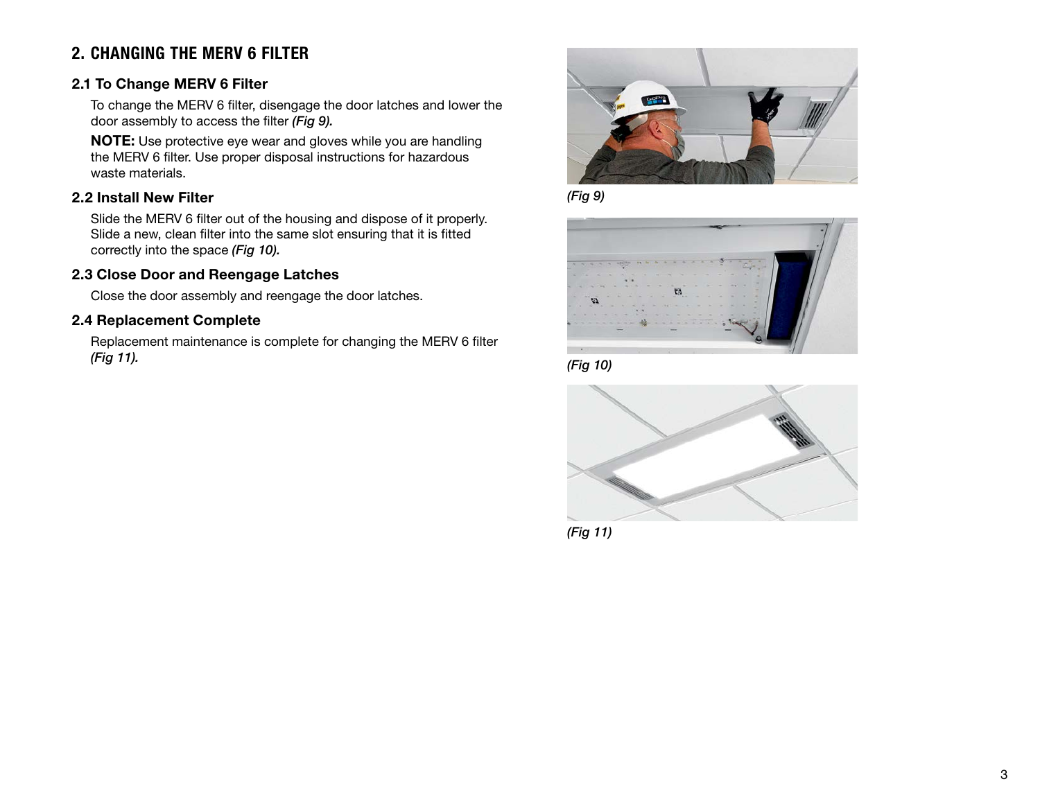## 2. CHANGING THE MERV 6 FILTER

### 2.1 To Change MERV 6 Filter

To change the MERV 6 filter, disengage the door latches and lower the door assembly to access the filter ***(Fig 9).***

**NOTE:** Use protective eye wear and gloves while you are handling the MERV 6 filter. Use proper disposal instructions for hazardous waste materials.

### 2.2 Install New Filter

Slide the MERV 6 filter out of the housing and dispose of it properly. Slide a new, clean filter into the same slot ensuring that it is fitted correctly into the space ***(Fig 10).***

### 2.3 Close Door and Reengage Latches

Close the door assembly and reengage the door latches.

### 2.4 Replacement Complete

Replacement maintenance is complete for changing the MERV 6 filter ***(Fig 11).***

*(Fig 9)*

*(Fig 10)*

*(Fig 11)*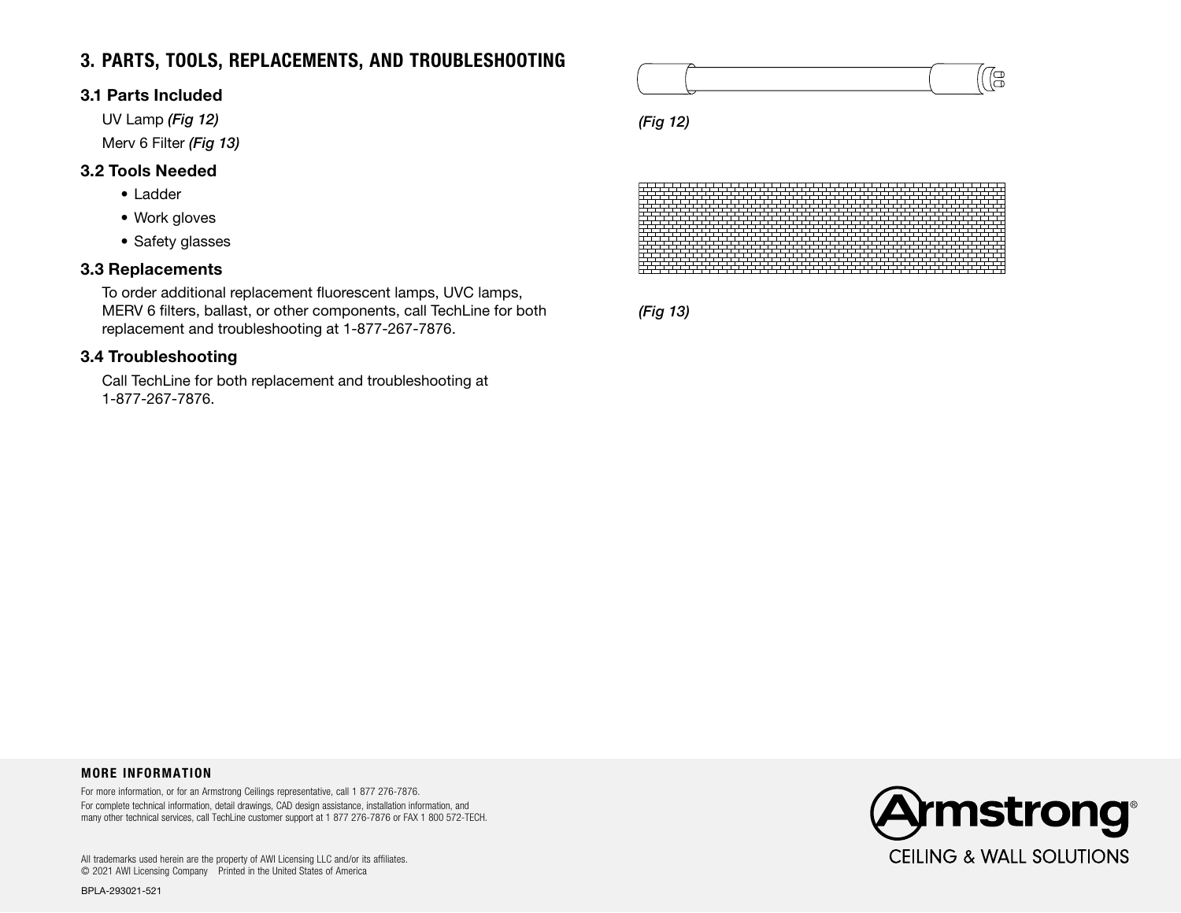## 3. PARTS, TOOLS, REPLACEMENTS, AND TROUBLESHOOTING

### 3.1 Parts Included

UV Lamp *(Fig 12)*

Merv 6 Filter *(Fig 13)*

### 3.2 Tools Needed

- Ladder
- Work gloves
- Safety glasses

### 3.3 Replacements

To order additional replacement fluorescent lamps, UVC lamps, MERV 6 filters, ballast, or other components, call TechLine for both replacement and troubleshooting at 1-877-267-7876.

### 3.4 Troubleshooting

Call TechLine for both replacement and troubleshooting at 1-877-267-7876.

*(Fig 12)*

*(Fig 13)*

**MORE INFORMATION**

For more information, or for an Armstrong Ceilings representative, call 1 877 276-7876.

For complete technical information, detail drawings, CAD design assistance, installation information, and many other technical services, call TechLine customer support at 1 877 276-7876 or FAX 1 800 572-TECH.

All trademarks used herein are the property of AWI Licensing LLC and/or its affiliates.
© 2021 AWI Licensing Company Printed in the United States of America

BPLA-293021-521

Armstrong® CEILING & WALL SOLUTIONS